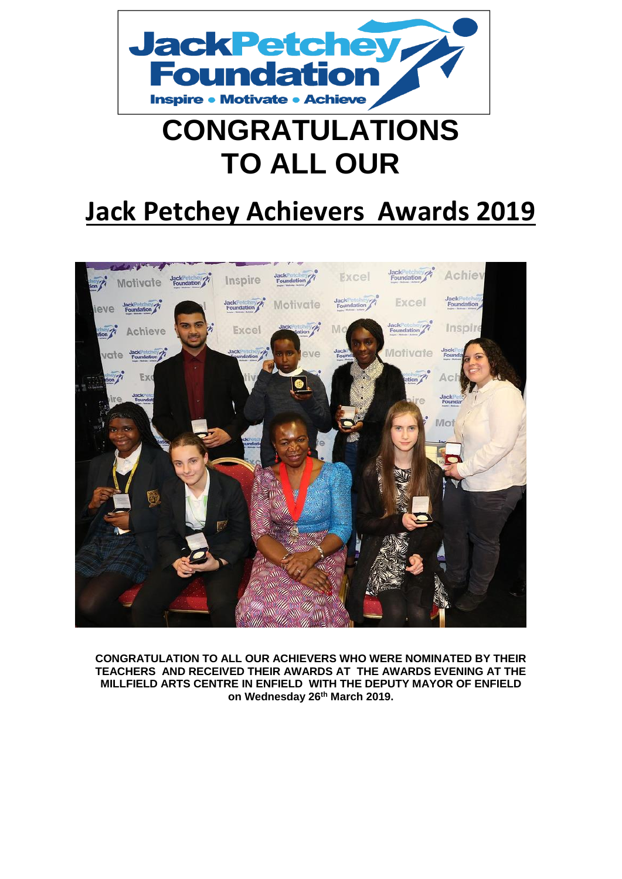# CONGRATULATIONS TO ALL OUR

## Jack Petchey Achievers Awards 2019

**CONGRATULATION TO ALL OUR ACHIEVERS WHO WERE NOMINATED BY THEIR TEACHERS AND RECEIVED THEIR AWARDS AT THE AWARDS EVENING AT THE MILLFIELD ARTS CENTRE IN ENFIELD WITH THE DEPUTY MAYOR OF ENFIELD on Wednesday 26th March 2019.**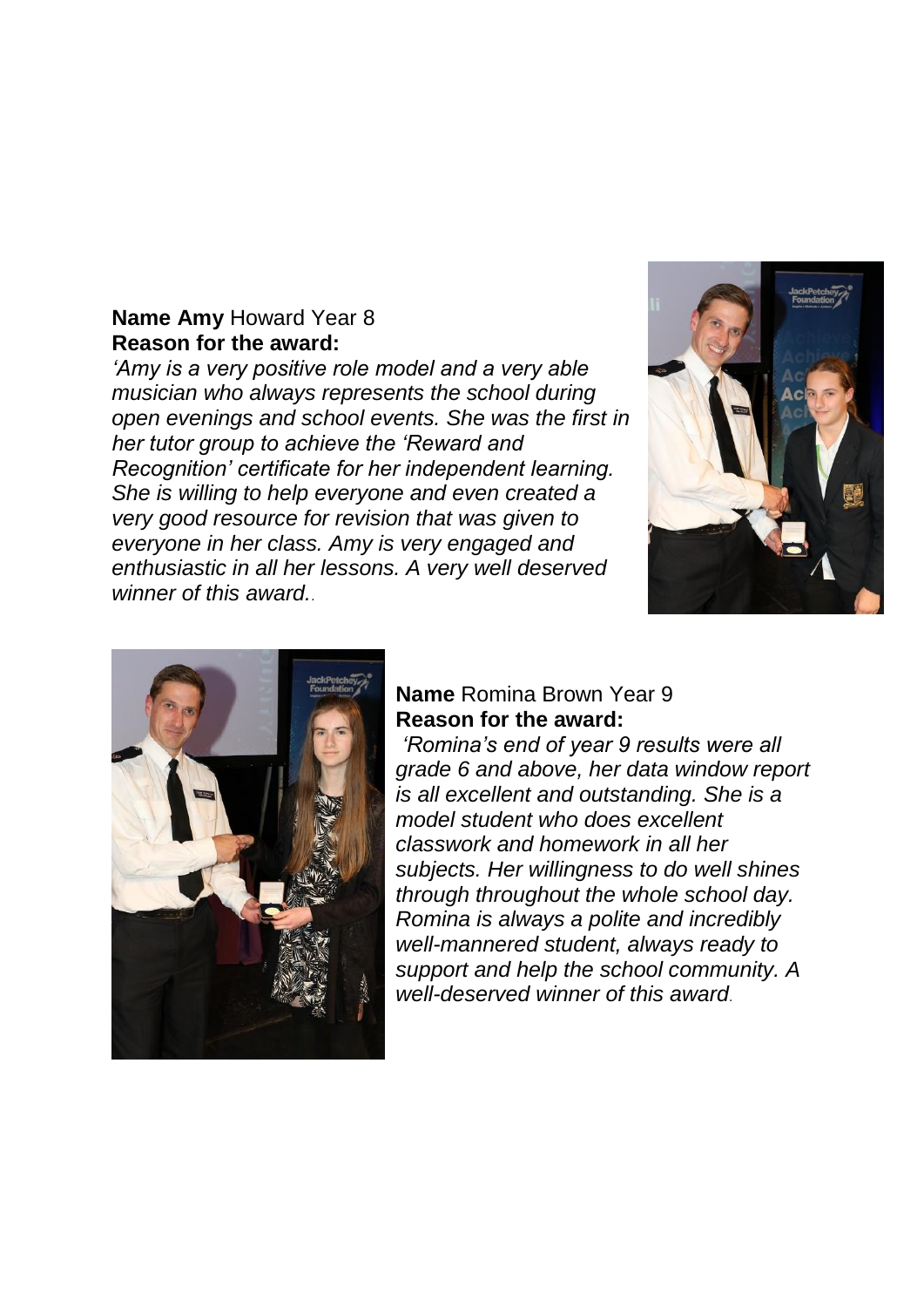**Name Amy** Howard Year 8
**Reason for the award:**
*'Amy is a very positive role model and a very able musician who always represents the school during open evenings and school events. She was the first in her tutor group to achieve the 'Reward and Recognition' certificate for her independent learning. She is willing to help everyone and even created a very good resource for revision that was given to everyone in her class. Amy is very engaged and enthusiastic in all her lessons. A very well deserved winner of this award.*.

**Name** Romina Brown Year 9
**Reason for the award:**
*'Romina's end of year 9 results were all grade 6 and above, her data window report is all excellent and outstanding. She is a model student who does excellent classwork and homework in all her subjects. Her willingness to do well shines through throughout the whole school day. Romina is always a polite and incredibly well-mannered student, always ready to support and help the school community. A well-deserved winner of this award*.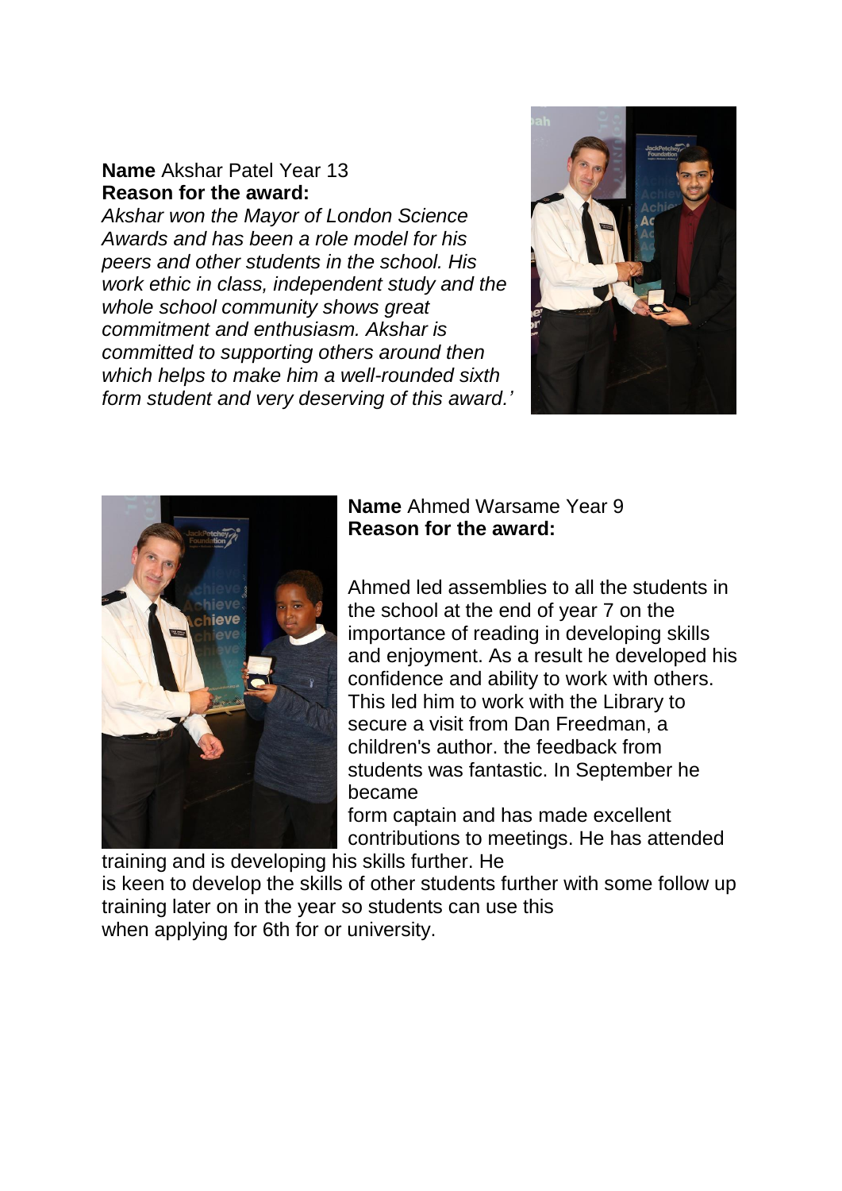**Name** Akshar Patel Year 13
**Reason for the award:**
*Akshar won the Mayor of London Science Awards and has been a role model for his peers and other students in the school. His work ethic in class, independent study and the whole school community shows great commitment and enthusiasm. Akshar is committed to supporting others around then which helps to make him a well-rounded sixth form student and very deserving of this award.'*

**Name** Ahmed Warsame Year 9
**Reason for the award:**

Ahmed led assemblies to all the students in the school at the end of year 7 on the importance of reading in developing skills and enjoyment. As a result he developed his confidence and ability to work with others. This led him to work with the Library to secure a visit from Dan Freedman, a children's author. the feedback from students was fantastic. In September he became form captain and has made excellent contributions to meetings. He has attended training and is developing his skills further. He is keen to develop the skills of other students further with some follow up training later on in the year so students can use this when applying for 6th for or university.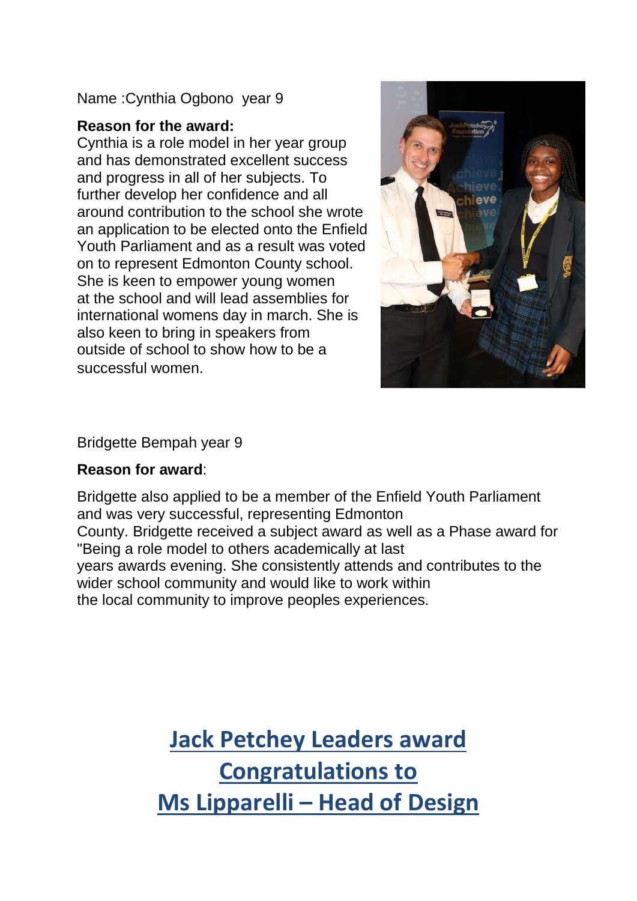Name :Cynthia Ogbono year 9

**Reason for the award:**

Cynthia is a role model in her year group and has demonstrated excellent success and progress in all of her subjects. To further develop her confidence and all around contribution to the school she wrote an application to be elected onto the Enfield Youth Parliament and as a result was voted on to represent Edmonton County school. She is keen to empower young women at the school and will lead assemblies for international womens day in march. She is also keen to bring in speakers from outside of school to show how to be a successful women.

Bridgette Bempah year 9

**Reason for award**:

Bridgette also applied to be a member of the Enfield Youth Parliament and was very successful, representing Edmonton County. Bridgette received a subject award as well as a Phase award for "Being a role model to others academically at last years awards evening. She consistently attends and contributes to the wider school community and would like to work within the local community to improve peoples experiences.

## Jack Petchey Leaders award
## Congratulations to
## Ms Lipparelli – Head of Design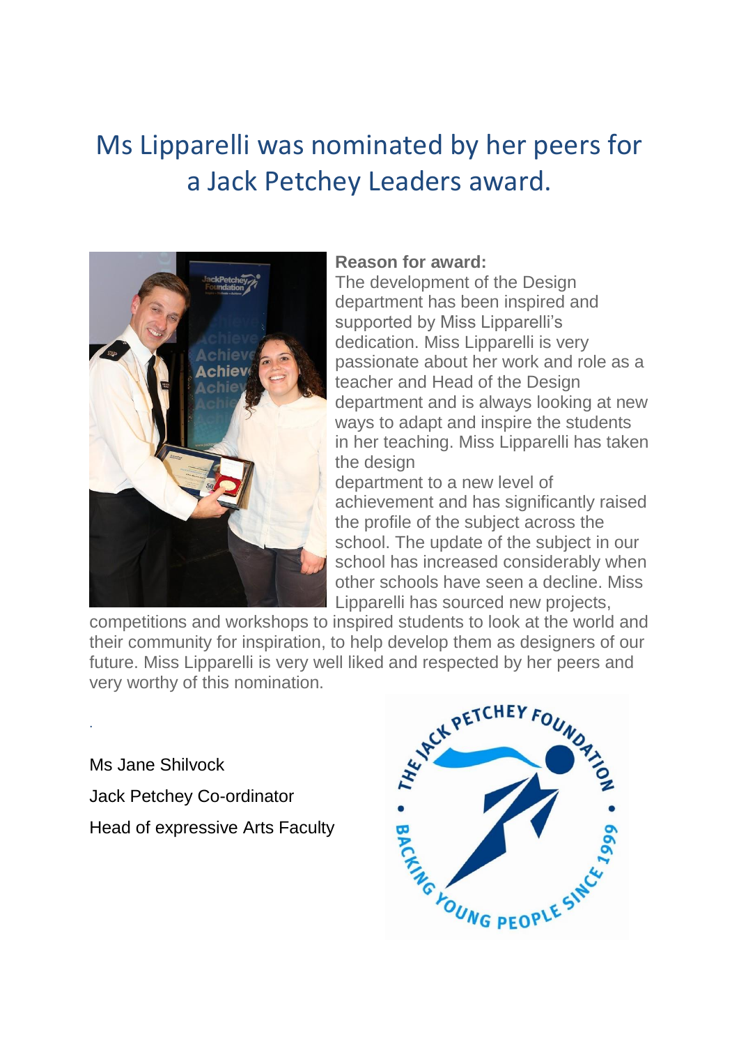# Ms Lipparelli was nominated by her peers for a Jack Petchey Leaders award.

**Reason for award:**

The development of the Design department has been inspired and supported by Miss Lipparelli's dedication. Miss Lipparelli is very passionate about her work and role as a teacher and Head of the Design department and is always looking at new ways to adapt and inspire the students in her teaching. Miss Lipparelli has taken the design department to a new level of achievement and has significantly raised the profile of the subject across the school. The update of the subject in our school has increased considerably when other schools have seen a decline. Miss Lipparelli has sourced new projects, competitions and workshops to inspired students to look at the world and their community for inspiration, to help develop them as designers of our future. Miss Lipparelli is very well liked and respected by her peers and very worthy of this nomination.

.

Ms Jane Shilvock

Jack Petchey Co-ordinator

Head of expressive Arts Faculty